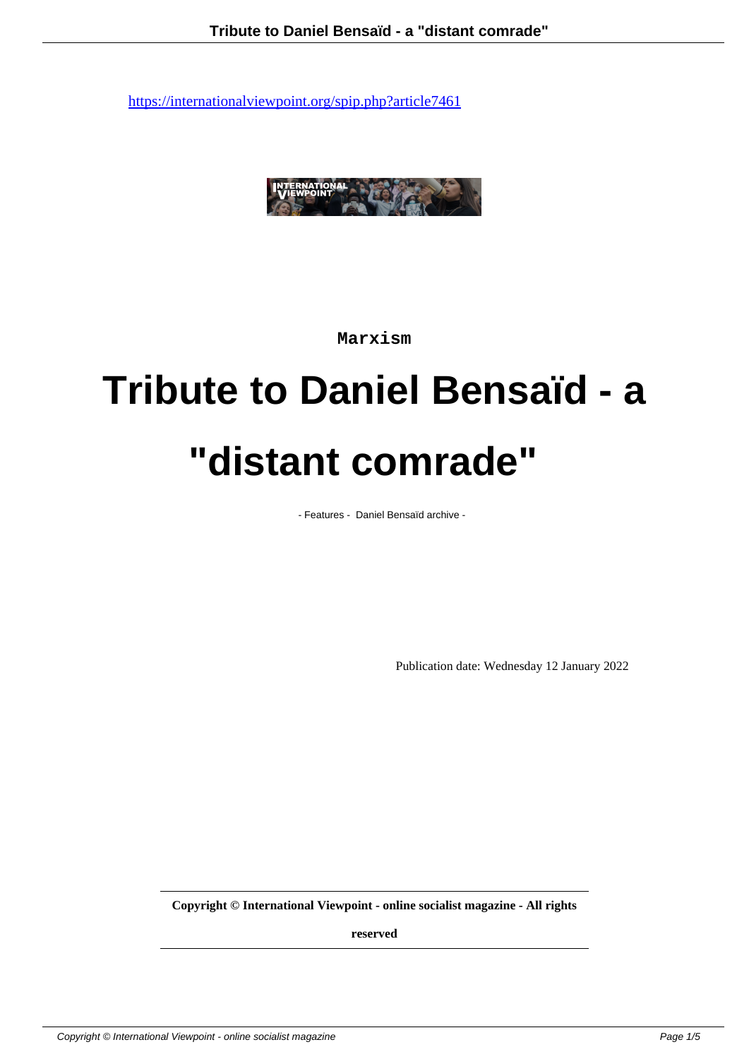https://internationalviewpoint.org/spip.php?article7461

Marxism

# Tribute to Daniel Bensaïd - a "distant comrade"

- Features - Daniel Bensaïd archive -

Publication date: Wednesday 12 January 2022

**Copyright © International Viewpoint - online socialist magazine - All rights reserved**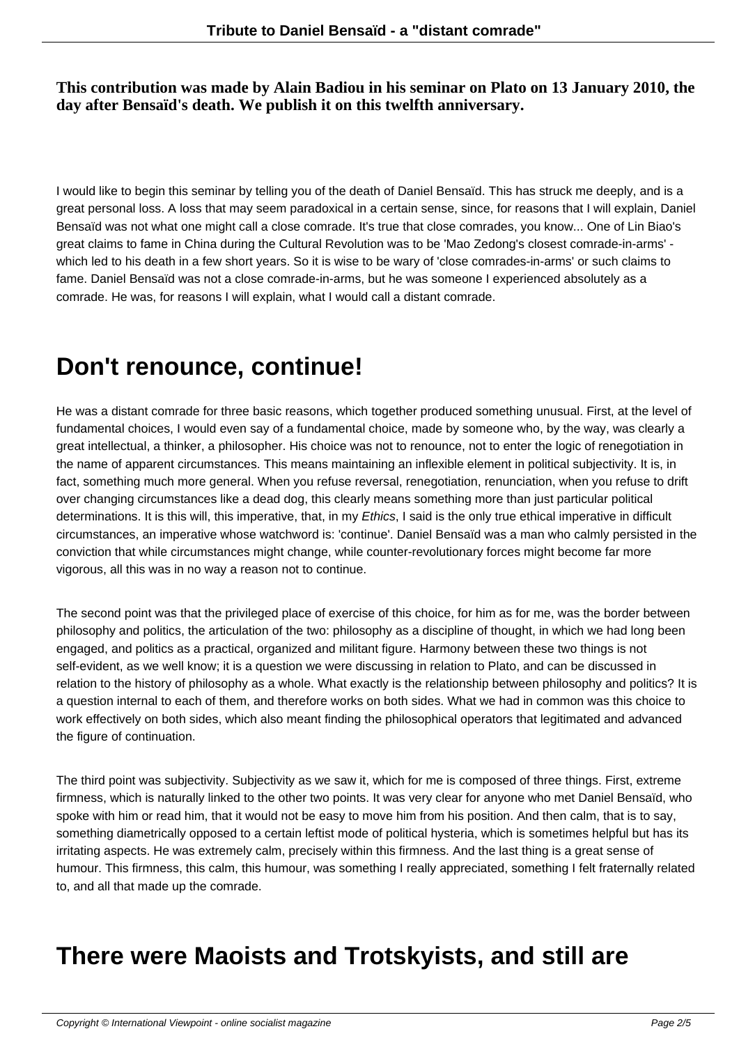**This contribution was made by Alain Badiou in his seminar on Plato on 13 January 2010, the day after Bensaïd's death. We publish it on this twelfth anniversary.**

I would like to begin this seminar by telling you of the death of Daniel Bensaïd. This has struck me deeply, and is a great personal loss. A loss that may seem paradoxical in a certain sense, since, for reasons that I will explain, Daniel Bensaïd was not what one might call a close comrade. It's true that close comrades, you know... One of Lin Biao's great claims to fame in China during the Cultural Revolution was to be 'Mao Zedong's closest comrade-in-arms' - which led to his death in a few short years. So it is wise to be wary of 'close comrades-in-arms' or such claims to fame. Daniel Bensaïd was not a close comrade-in-arms, but he was someone I experienced absolutely as a comrade. He was, for reasons I will explain, what I would call a distant comrade.

# Don't renounce, continue!

He was a distant comrade for three basic reasons, which together produced something unusual. First, at the level of fundamental choices, I would even say of a fundamental choice, made by someone who, by the way, was clearly a great intellectual, a thinker, a philosopher. His choice was not to renounce, not to enter the logic of renegotiation in the name of apparent circumstances. This means maintaining an inflexible element in political subjectivity. It is, in fact, something much more general. When you refuse reversal, renegotiation, renunciation, when you refuse to drift over changing circumstances like a dead dog, this clearly means something more than just particular political determinations. It is this will, this imperative, that, in my *Ethics*, I said is the only true ethical imperative in difficult circumstances, an imperative whose watchword is: 'continue'. Daniel Bensaïd was a man who calmly persisted in the conviction that while circumstances might change, while counter-revolutionary forces might become far more vigorous, all this was in no way a reason not to continue.

The second point was that the privileged place of exercise of this choice, for him as for me, was the border between philosophy and politics, the articulation of the two: philosophy as a discipline of thought, in which we had long been engaged, and politics as a practical, organized and militant figure. Harmony between these two things is not self-evident, as we well know; it is a question we were discussing in relation to Plato, and can be discussed in relation to the history of philosophy as a whole. What exactly is the relationship between philosophy and politics? It is a question internal to each of them, and therefore works on both sides. What we had in common was this choice to work effectively on both sides, which also meant finding the philosophical operators that legitimated and advanced the figure of continuation.

The third point was subjectivity. Subjectivity as we saw it, which for me is composed of three things. First, extreme firmness, which is naturally linked to the other two points. It was very clear for anyone who met Daniel Bensaïd, who spoke with him or read him, that it would not be easy to move him from his position. And then calm, that is to say, something diametrically opposed to a certain leftist mode of political hysteria, which is sometimes helpful but has its irritating aspects. He was extremely calm, precisely within this firmness. And the last thing is a great sense of humour. This firmness, this calm, this humour, was something I really appreciated, something I felt fraternally related to, and all that made up the comrade.

# There were Maoists and Trotskyists, and still are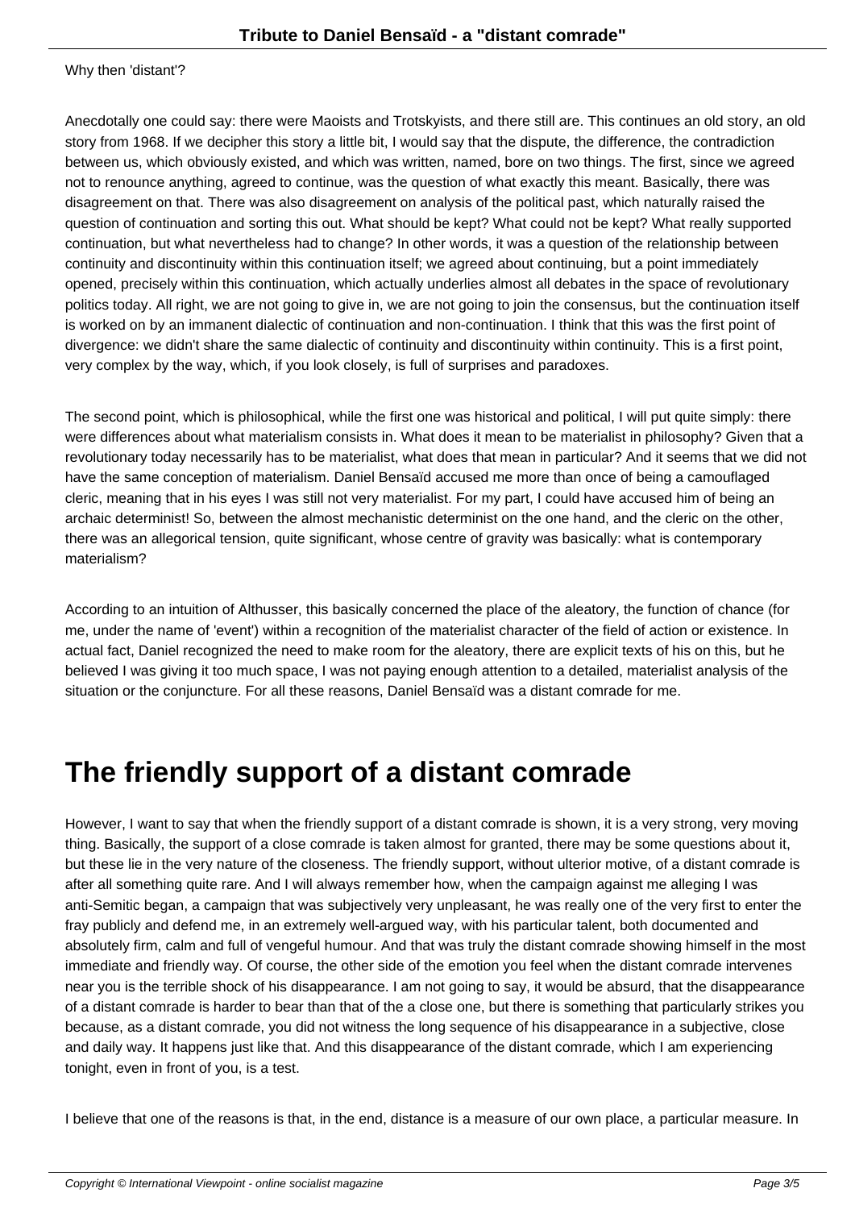Why then 'distant'?

Anecdotally one could say: there were Maoists and Trotskyists, and there still are. This continues an old story, an old story from 1968. If we decipher this story a little bit, I would say that the dispute, the difference, the contradiction between us, which obviously existed, and which was written, named, bore on two things. The first, since we agreed not to renounce anything, agreed to continue, was the question of what exactly this meant. Basically, there was disagreement on that. There was also disagreement on analysis of the political past, which naturally raised the question of continuation and sorting this out. What should be kept? What could not be kept? What really supported continuation, but what nevertheless had to change? In other words, it was a question of the relationship between continuity and discontinuity within this continuation itself; we agreed about continuing, but a point immediately opened, precisely within this continuation, which actually underlies almost all debates in the space of revolutionary politics today. All right, we are not going to give in, we are not going to join the consensus, but the continuation itself is worked on by an immanent dialectic of continuation and non-continuation. I think that this was the first point of divergence: we didn't share the same dialectic of continuity and discontinuity within continuity. This is a first point, very complex by the way, which, if you look closely, is full of surprises and paradoxes.

The second point, which is philosophical, while the first one was historical and political, I will put quite simply: there were differences about what materialism consists in. What does it mean to be materialist in philosophy? Given that a revolutionary today necessarily has to be materialist, what does that mean in particular? And it seems that we did not have the same conception of materialism. Daniel Bensaïd accused me more than once of being a camouflaged cleric, meaning that in his eyes I was still not very materialist. For my part, I could have accused him of being an archaic determinist! So, between the almost mechanistic determinist on the one hand, and the cleric on the other, there was an allegorical tension, quite significant, whose centre of gravity was basically: what is contemporary materialism?

According to an intuition of Althusser, this basically concerned the place of the aleatory, the function of chance (for me, under the name of 'event') within a recognition of the materialist character of the field of action or existence. In actual fact, Daniel recognized the need to make room for the aleatory, there are explicit texts of his on this, but he believed I was giving it too much space, I was not paying enough attention to a detailed, materialist analysis of the situation or the conjuncture. For all these reasons, Daniel Bensaïd was a distant comrade for me.

# The friendly support of a distant comrade

However, I want to say that when the friendly support of a distant comrade is shown, it is a very strong, very moving thing. Basically, the support of a close comrade is taken almost for granted, there may be some questions about it, but these lie in the very nature of the closeness. The friendly support, without ulterior motive, of a distant comrade is after all something quite rare. And I will always remember how, when the campaign against me alleging I was anti-Semitic began, a campaign that was subjectively very unpleasant, he was really one of the very first to enter the fray publicly and defend me, in an extremely well-argued way, with his particular talent, both documented and absolutely firm, calm and full of vengeful humour. And that was truly the distant comrade showing himself in the most immediate and friendly way. Of course, the other side of the emotion you feel when the distant comrade intervenes near you is the terrible shock of his disappearance. I am not going to say, it would be absurd, that the disappearance of a distant comrade is harder to bear than that of the a close one, but there is something that particularly strikes you because, as a distant comrade, you did not witness the long sequence of his disappearance in a subjective, close and daily way. It happens just like that. And this disappearance of the distant comrade, which I am experiencing tonight, even in front of you, is a test.

I believe that one of the reasons is that, in the end, distance is a measure of our own place, a particular measure. In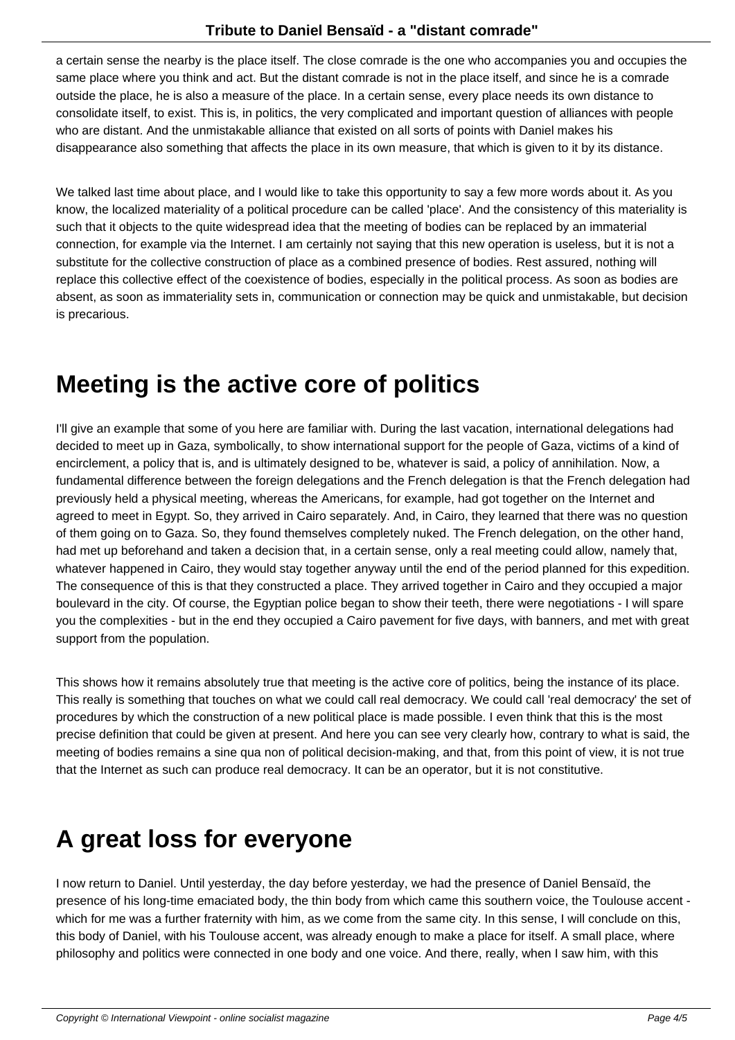a certain sense the nearby is the place itself. The close comrade is the one who accompanies you and occupies the same place where you think and act. But the distant comrade is not in the place itself, and since he is a comrade outside the place, he is also a measure of the place. In a certain sense, every place needs its own distance to consolidate itself, to exist. This is, in politics, the very complicated and important question of alliances with people who are distant. And the unmistakable alliance that existed on all sorts of points with Daniel makes his disappearance also something that affects the place in its own measure, that which is given to it by its distance.

We talked last time about place, and I would like to take this opportunity to say a few more words about it. As you know, the localized materiality of a political procedure can be called 'place'. And the consistency of this materiality is such that it objects to the quite widespread idea that the meeting of bodies can be replaced by an immaterial connection, for example via the Internet. I am certainly not saying that this new operation is useless, but it is not a substitute for the collective construction of place as a combined presence of bodies. Rest assured, nothing will replace this collective effect of the coexistence of bodies, especially in the political process. As soon as bodies are absent, as soon as immateriality sets in, communication or connection may be quick and unmistakable, but decision is precarious.

# Meeting is the active core of politics

I'll give an example that some of you here are familiar with. During the last vacation, international delegations had decided to meet up in Gaza, symbolically, to show international support for the people of Gaza, victims of a kind of encirclement, a policy that is, and is ultimately designed to be, whatever is said, a policy of annihilation. Now, a fundamental difference between the foreign delegations and the French delegation is that the French delegation had previously held a physical meeting, whereas the Americans, for example, had got together on the Internet and agreed to meet in Egypt. So, they arrived in Cairo separately. And, in Cairo, they learned that there was no question of them going on to Gaza. So, they found themselves completely nuked. The French delegation, on the other hand, had met up beforehand and taken a decision that, in a certain sense, only a real meeting could allow, namely that, whatever happened in Cairo, they would stay together anyway until the end of the period planned for this expedition. The consequence of this is that they constructed a place. They arrived together in Cairo and they occupied a major boulevard in the city. Of course, the Egyptian police began to show their teeth, there were negotiations - I will spare you the complexities - but in the end they occupied a Cairo pavement for five days, with banners, and met with great support from the population.

This shows how it remains absolutely true that meeting is the active core of politics, being the instance of its place. This really is something that touches on what we could call real democracy. We could call 'real democracy' the set of procedures by which the construction of a new political place is made possible. I even think that this is the most precise definition that could be given at present. And here you can see very clearly how, contrary to what is said, the meeting of bodies remains a sine qua non of political decision-making, and that, from this point of view, it is not true that the Internet as such can produce real democracy. It can be an operator, but it is not constitutive.

# A great loss for everyone

I now return to Daniel. Until yesterday, the day before yesterday, we had the presence of Daniel Bensaïd, the presence of his long-time emaciated body, the thin body from which came this southern voice, the Toulouse accent - which for me was a further fraternity with him, as we come from the same city. In this sense, I will conclude on this, this body of Daniel, with his Toulouse accent, was already enough to make a place for itself. A small place, where philosophy and politics were connected in one body and one voice. And there, really, when I saw him, with this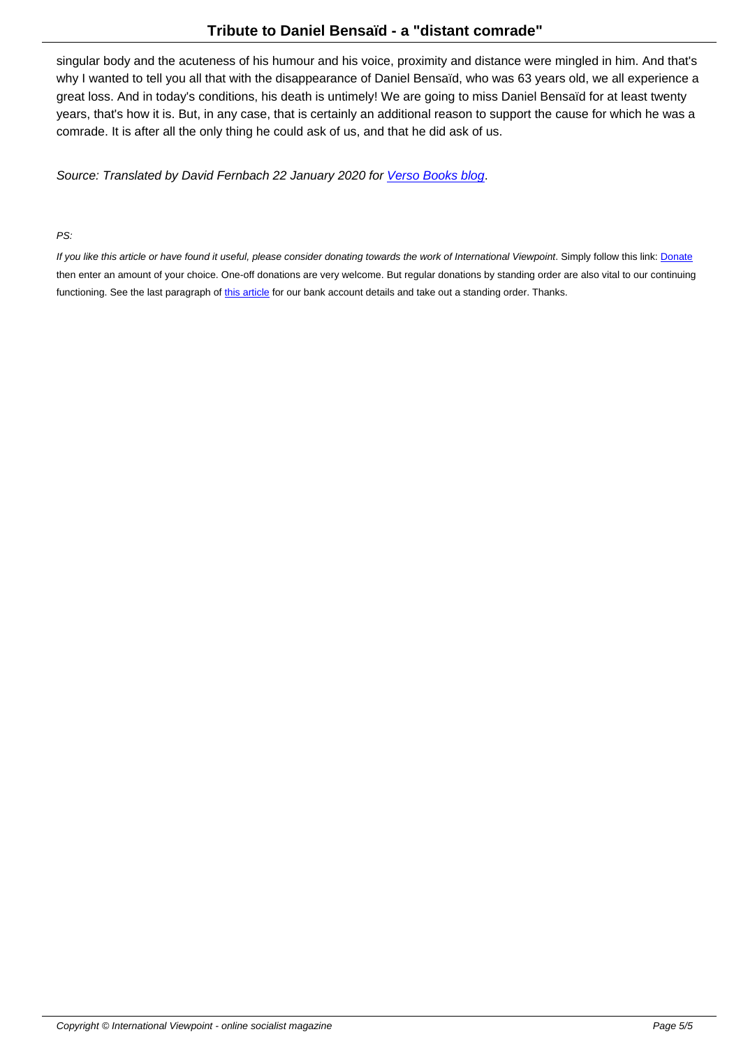singular body and the acuteness of his humour and his voice, proximity and distance were mingled in him. And that's why I wanted to tell you all that with the disappearance of Daniel Bensaïd, who was 63 years old, we all experience a great loss. And in today's conditions, his death is untimely! We are going to miss Daniel Bensaïd for at least twenty years, that's how it is. But, in any case, that is certainly an additional reason to support the cause for which he was a comrade. It is after all the only thing he could ask of us, and that he did ask of us.

*Source: Translated by David Fernbach 22 January 2020 for [Verso Books blog](Verso Books blog).*

*PS:*

*If you like this article or have found it useful, please consider donating towards the work of International Viewpoint. Simply follow this link: Donate then enter an amount of your choice. One-off donations are very welcome. But regular donations by standing order are also vital to our continuing functioning. See the last paragraph of this article for our bank account details and take out a standing order. Thanks.*